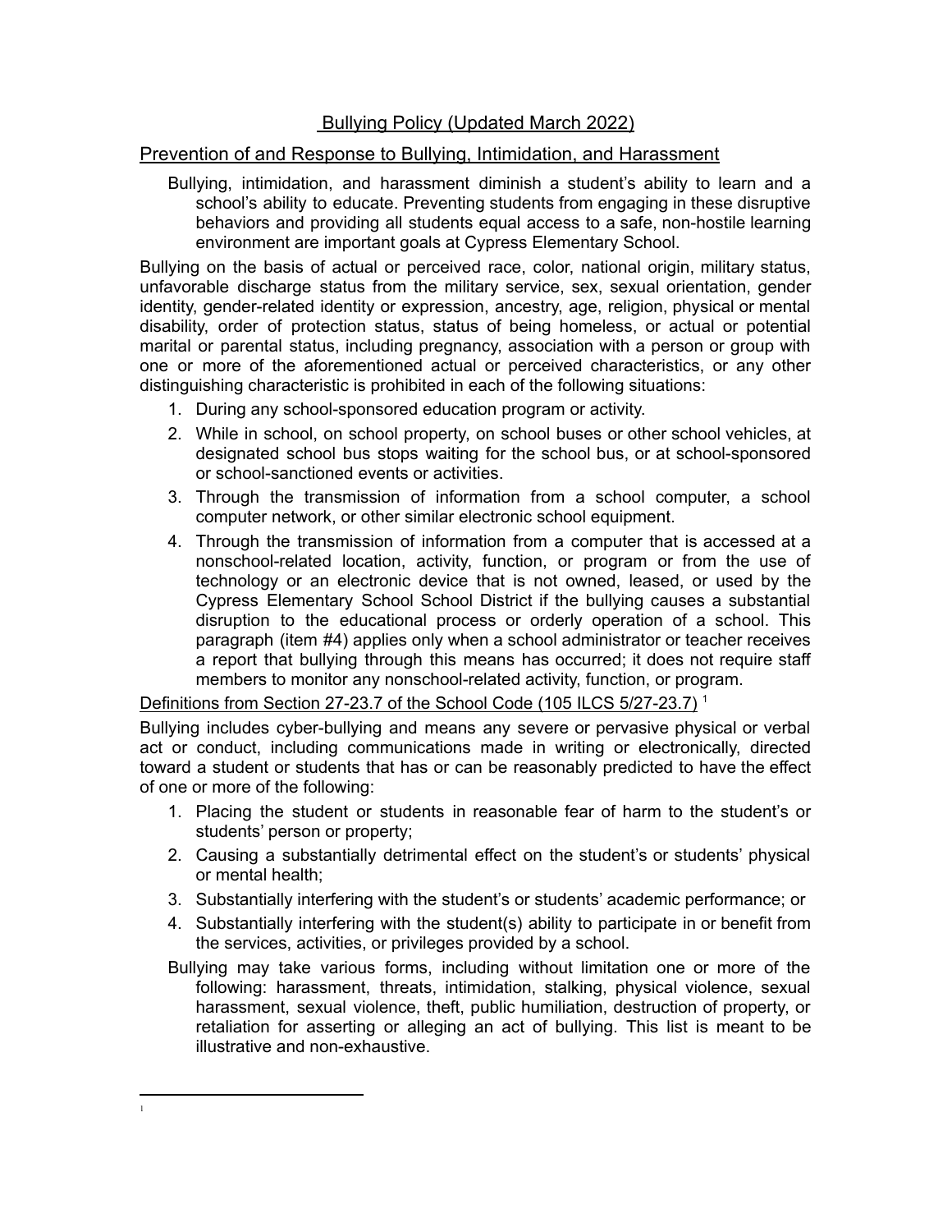# Bullying Policy (Updated March 2022)

## Prevention of and Response to Bullying, Intimidation, and Harassment

Bullying, intimidation, and harassment diminish a student's ability to learn and a school's ability to educate. Preventing students from engaging in these disruptive behaviors and providing all students equal access to a safe, non-hostile learning environment are important goals at Cypress Elementary School.

Bullying on the basis of actual or perceived race, color, national origin, military status, unfavorable discharge status from the military service, sex, sexual orientation, gender identity, gender-related identity or expression, ancestry, age, religion, physical or mental disability, order of protection status, status of being homeless, or actual or potential marital or parental status, including pregnancy, association with a person or group with one or more of the aforementioned actual or perceived characteristics, or any other distinguishing characteristic is prohibited in each of the following situations:

1. During any school-sponsored education program or activity.
2. While in school, on school property, on school buses or other school vehicles, at designated school bus stops waiting for the school bus, or at school-sponsored or school-sanctioned events or activities.
3. Through the transmission of information from a school computer, a school computer network, or other similar electronic school equipment.
4. Through the transmission of information from a computer that is accessed at a nonschool-related location, activity, function, or program or from the use of technology or an electronic device that is not owned, leased, or used by the Cypress Elementary School School District if the bullying causes a substantial disruption to the educational process or orderly operation of a school. This paragraph (item #4) applies only when a school administrator or teacher receives a report that bullying through this means has occurred; it does not require staff members to monitor any nonschool-related activity, function, or program.

## Definitions from Section 27-23.7 of the School Code (105 ILCS 5/27-23.7) [1]

Bullying includes cyber-bullying and means any severe or pervasive physical or verbal act or conduct, including communications made in writing or electronically, directed toward a student or students that has or can be reasonably predicted to have the effect of one or more of the following:

1. Placing the student or students in reasonable fear of harm to the student's or students' person or property;
2. Causing a substantially detrimental effect on the student's or students' physical or mental health;
3. Substantially interfering with the student's or students' academic performance; or
4. Substantially interfering with the student(s) ability to participate in or benefit from the services, activities, or privileges provided by a school.

Bullying may take various forms, including without limitation one or more of the following: harassment, threats, intimidation, stalking, physical violence, sexual harassment, sexual violence, theft, public humiliation, destruction of property, or retaliation for asserting or alleging an act of bullying. This list is meant to be illustrative and non-exhaustive.

---

[1]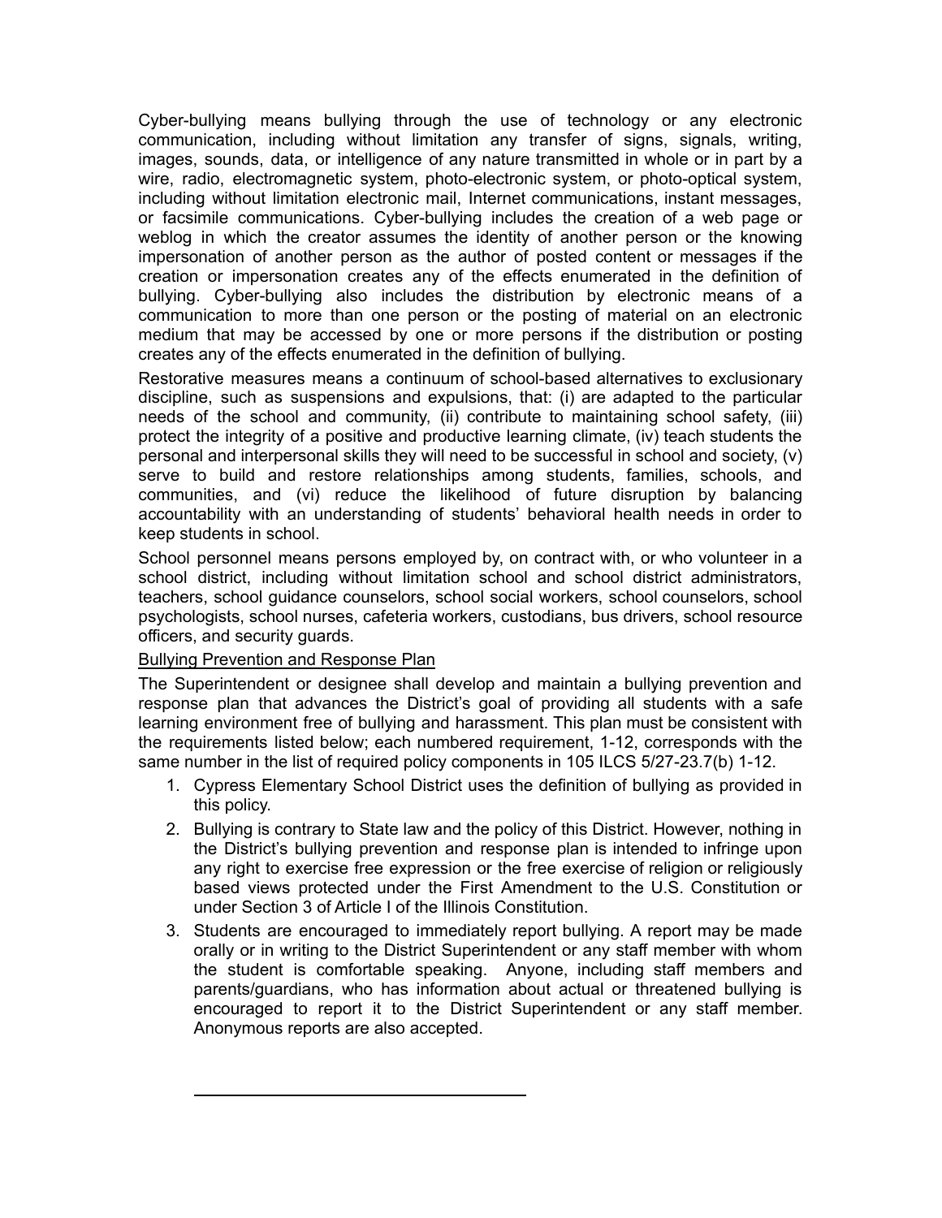Cyber-bullying means bullying through the use of technology or any electronic communication, including without limitation any transfer of signs, signals, writing, images, sounds, data, or intelligence of any nature transmitted in whole or in part by a wire, radio, electromagnetic system, photo-electronic system, or photo-optical system, including without limitation electronic mail, Internet communications, instant messages, or facsimile communications. Cyber-bullying includes the creation of a web page or weblog in which the creator assumes the identity of another person or the knowing impersonation of another person as the author of posted content or messages if the creation or impersonation creates any of the effects enumerated in the definition of bullying. Cyber-bullying also includes the distribution by electronic means of a communication to more than one person or the posting of material on an electronic medium that may be accessed by one or more persons if the distribution or posting creates any of the effects enumerated in the definition of bullying.

Restorative measures means a continuum of school-based alternatives to exclusionary discipline, such as suspensions and expulsions, that: (i) are adapted to the particular needs of the school and community, (ii) contribute to maintaining school safety, (iii) protect the integrity of a positive and productive learning climate, (iv) teach students the personal and interpersonal skills they will need to be successful in school and society, (v) serve to build and restore relationships among students, families, schools, and communities, and (vi) reduce the likelihood of future disruption by balancing accountability with an understanding of students' behavioral health needs in order to keep students in school.

School personnel means persons employed by, on contract with, or who volunteer in a school district, including without limitation school and school district administrators, teachers, school guidance counselors, school social workers, school counselors, school psychologists, school nurses, cafeteria workers, custodians, bus drivers, school resource officers, and security guards.

<u>Bullying Prevention and Response Plan</u>

The Superintendent or designee shall develop and maintain a bullying prevention and response plan that advances the District's goal of providing all students with a safe learning environment free of bullying and harassment. This plan must be consistent with the requirements listed below; each numbered requirement, 1-12, corresponds with the same number in the list of required policy components in 105 ILCS 5/27-23.7(b) 1-12.

1. Cypress Elementary School District uses the definition of bullying as provided in this policy.
2. Bullying is contrary to State law and the policy of this District. However, nothing in the District's bullying prevention and response plan is intended to infringe upon any right to exercise free expression or the free exercise of religion or religiously based views protected under the First Amendment to the U.S. Constitution or under Section 3 of Article I of the Illinois Constitution.
3. Students are encouraged to immediately report bullying. A report may be made orally or in writing to the District Superintendent or any staff member with whom the student is comfortable speaking. Anyone, including staff members and parents/guardians, who has information about actual or threatened bullying is encouraged to report it to the District Superintendent or any staff member. Anonymous reports are also accepted.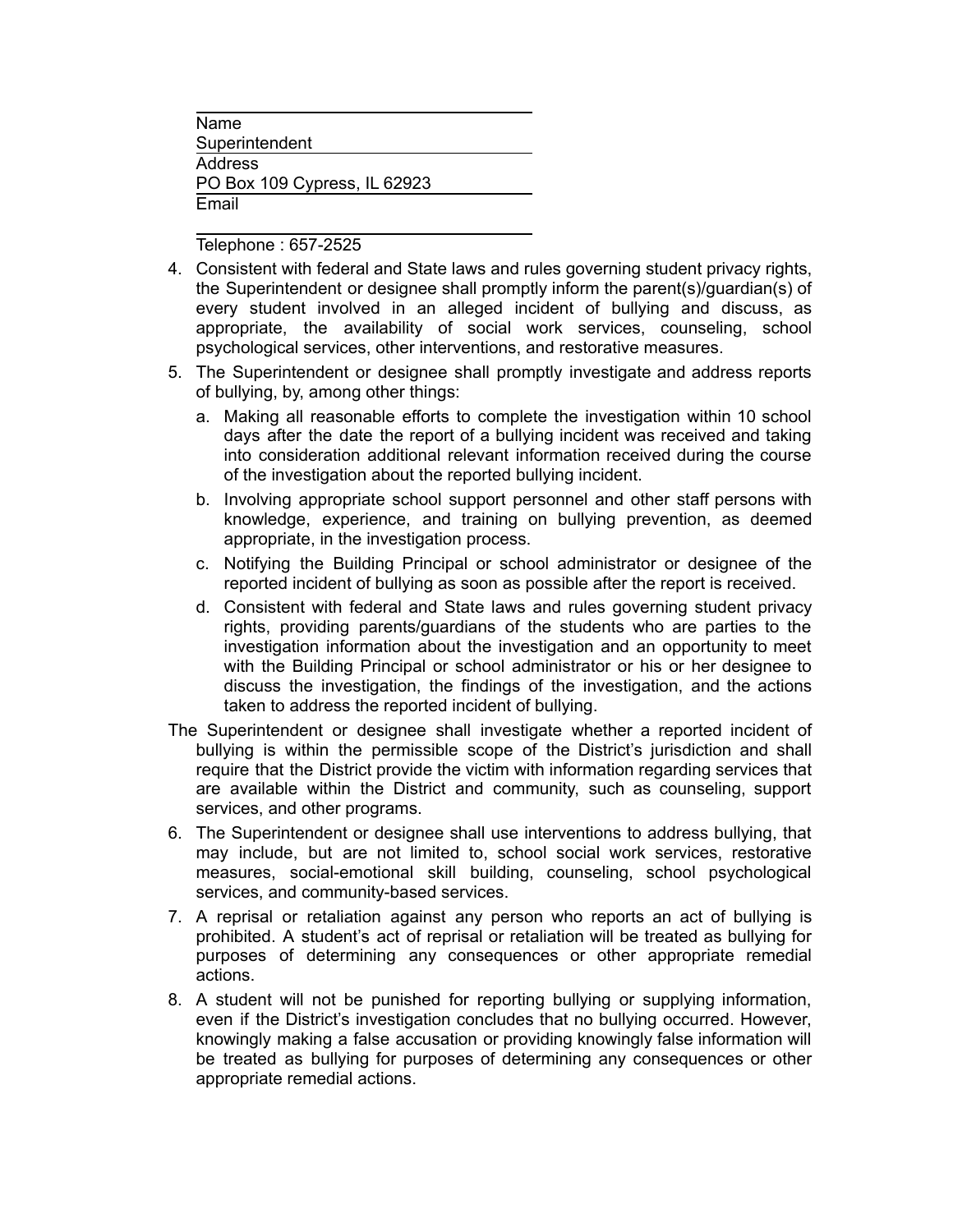Name
Superintendent
Address
PO Box 109 Cypress, IL 62923
Email

Telephone : 657-2525

4. Consistent with federal and State laws and rules governing student privacy rights, the Superintendent or designee shall promptly inform the parent(s)/guardian(s) of every student involved in an alleged incident of bullying and discuss, as appropriate, the availability of social work services, counseling, school psychological services, other interventions, and restorative measures.
5. The Superintendent or designee shall promptly investigate and address reports of bullying, by, among other things:
   a. Making all reasonable efforts to complete the investigation within 10 school days after the date the report of a bullying incident was received and taking into consideration additional relevant information received during the course of the investigation about the reported bullying incident.
   b. Involving appropriate school support personnel and other staff persons with knowledge, experience, and training on bullying prevention, as deemed appropriate, in the investigation process.
   c. Notifying the Building Principal or school administrator or designee of the reported incident of bullying as soon as possible after the report is received.
   d. Consistent with federal and State laws and rules governing student privacy rights, providing parents/guardians of the students who are parties to the investigation information about the investigation and an opportunity to meet with the Building Principal or school administrator or his or her designee to discuss the investigation, the findings of the investigation, and the actions taken to address the reported incident of bullying.

The Superintendent or designee shall investigate whether a reported incident of bullying is within the permissible scope of the District's jurisdiction and shall require that the District provide the victim with information regarding services that are available within the District and community, such as counseling, support services, and other programs.

6. The Superintendent or designee shall use interventions to address bullying, that may include, but are not limited to, school social work services, restorative measures, social-emotional skill building, counseling, school psychological services, and community-based services.
7. A reprisal or retaliation against any person who reports an act of bullying is prohibited. A student's act of reprisal or retaliation will be treated as bullying for purposes of determining any consequences or other appropriate remedial actions.
8. A student will not be punished for reporting bullying or supplying information, even if the District's investigation concludes that no bullying occurred. However, knowingly making a false accusation or providing knowingly false information will be treated as bullying for purposes of determining any consequences or other appropriate remedial actions.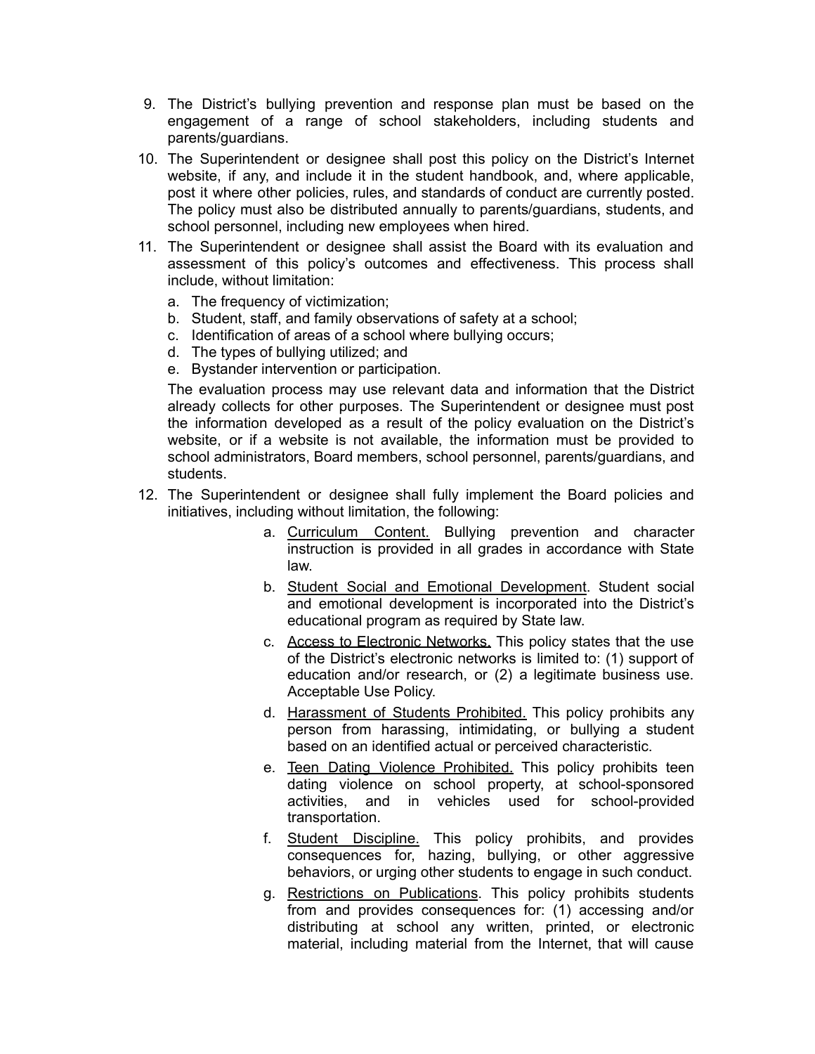9. The District's bullying prevention and response plan must be based on the engagement of a range of school stakeholders, including students and parents/guardians.
10. The Superintendent or designee shall post this policy on the District's Internet website, if any, and include it in the student handbook, and, where applicable, post it where other policies, rules, and standards of conduct are currently posted. The policy must also be distributed annually to parents/guardians, students, and school personnel, including new employees when hired.
11. The Superintendent or designee shall assist the Board with its evaluation and assessment of this policy's outcomes and effectiveness. This process shall include, without limitation:
    a. The frequency of victimization;
    b. Student, staff, and family observations of safety at a school;
    c. Identification of areas of a school where bullying occurs;
    d. The types of bullying utilized; and
    e. Bystander intervention or participation.

    The evaluation process may use relevant data and information that the District already collects for other purposes. The Superintendent or designee must post the information developed as a result of the policy evaluation on the District's website, or if a website is not available, the information must be provided to school administrators, Board members, school personnel, parents/guardians, and students.
12. The Superintendent or designee shall fully implement the Board policies and initiatives, including without limitation, the following:
    a. <u>Curriculum Content.</u> Bullying prevention and character instruction is provided in all grades in accordance with State law.
    b. <u>Student Social and Emotional Development</u>. Student social and emotional development is incorporated into the District's educational program as required by State law.
    c. <u>Access to Electronic Networks.</u> This policy states that the use of the District's electronic networks is limited to: (1) support of education and/or research, or (2) a legitimate business use. Acceptable Use Policy.
    d. <u>Harassment of Students Prohibited.</u> This policy prohibits any person from harassing, intimidating, or bullying a student based on an identified actual or perceived characteristic.
    e. <u>Teen Dating Violence Prohibited.</u> This policy prohibits teen dating violence on school property, at school-sponsored activities, and in vehicles used for school-provided transportation.
    f. <u>Student Discipline.</u> This policy prohibits, and provides consequences for, hazing, bullying, or other aggressive behaviors, or urging other students to engage in such conduct.
    g. <u>Restrictions on Publications</u>. This policy prohibits students from and provides consequences for: (1) accessing and/or distributing at school any written, printed, or electronic material, including material from the Internet, that will cause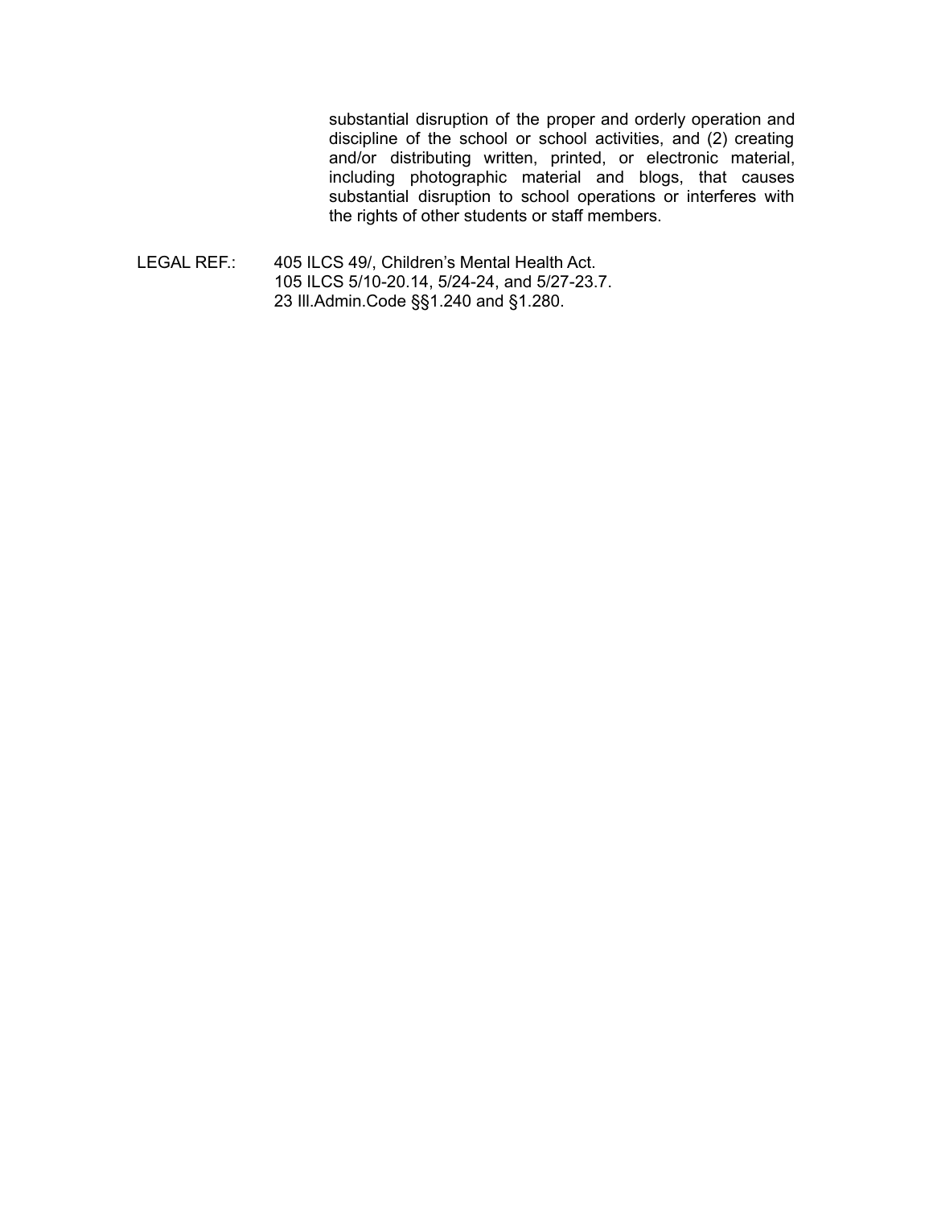substantial disruption of the proper and orderly operation and discipline of the school or school activities, and (2) creating and/or distributing written, printed, or electronic material, including photographic material and blogs, that causes substantial disruption to school operations or interferes with the rights of other students or staff members.

LEGAL REF.: 405 ILCS 49/, Children's Mental Health Act.
105 ILCS 5/10-20.14, 5/24-24, and 5/27-23.7.
23 Ill.Admin.Code §§1.240 and §1.280.